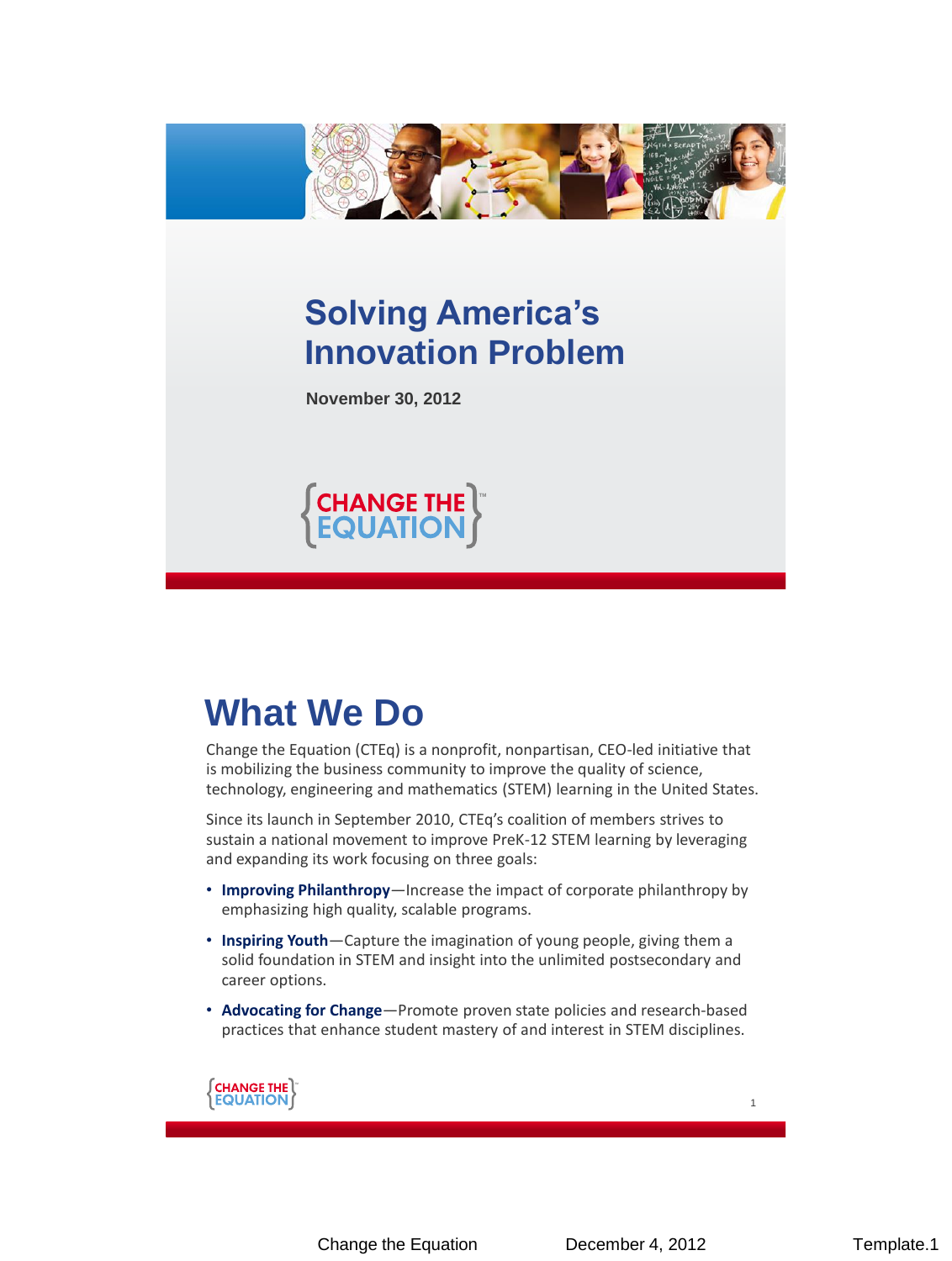# Solving America's Innovation Problem

**November 30, 2012**

CHANGE THE EQUATION

## What We Do

Change the Equation (CTEq) is a nonprofit, nonpartisan, CEO-led initiative that is mobilizing the business community to improve the quality of science, technology, engineering and mathematics (STEM) learning in the United States.

Since its launch in September 2010, CTEq's coalition of members strives to sustain a national movement to improve PreK-12 STEM learning by leveraging and expanding its work focusing on three goals:

- **Improving Philanthropy**—Increase the impact of corporate philanthropy by emphasizing high quality, scalable programs.
- **Inspiring Youth**—Capture the imagination of young people, giving them a solid foundation in STEM and insight into the unlimited postsecondary and career options.
- **Advocating for Change**—Promote proven state policies and research-based practices that enhance student mastery of and interest in STEM disciplines.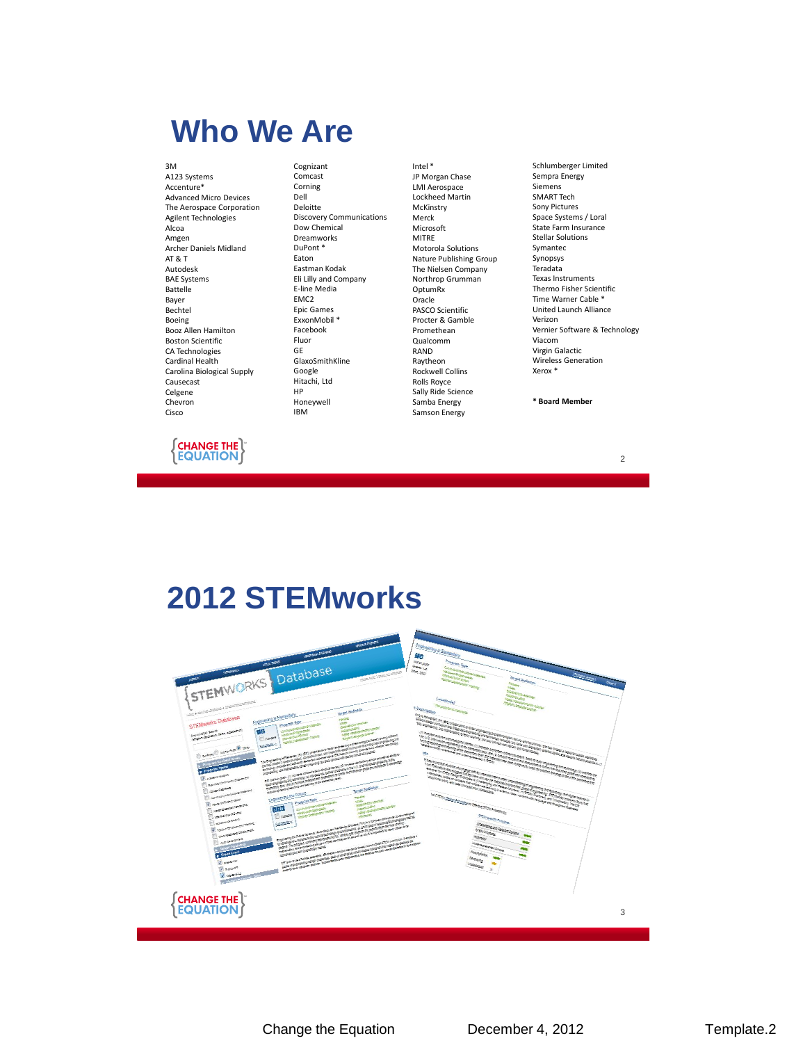# Who We Are

3M
A123 Systems
Accenture*
Advanced Micro Devices
The Aerospace Corporation
Agilent Technologies
Alcoa
Amgen
Archer Daniels Midland
AT & T
Autodesk
BAE Systems
Battelle
Bayer
Bechtel
Boeing
Booz Allen Hamilton
Boston Scientific
CA Technologies
Cardinal Health
Carolina Biological Supply
Causecast
Celgene
Chevron
Cisco
Cognizant
Comcast
Corning
Dell
Deloitte
Discovery Communications
Dow Chemical
Dreamworks
DuPont *
Eaton
Eastman Kodak
Eli Lilly and Company
E-line Media
EMC2
Epic Games
ExxonMobil *
Facebook
Fluor
GE
GlaxoSmithKline
Google
Hitachi, Ltd
HP
Honeywell
IBM
Intel *
JP Morgan Chase
LMI Aerospace
Lockheed Martin
McKinstry
Merck
Microsoft
MITRE
Motorola Solutions
Nature Publishing Group
The Nielsen Company
Northrop Grumman
OptumRx
Oracle
PASCO Scientific
Procter & Gamble
Promethean
Qualcomm
RAND
Raytheon
Rockwell Collins
Rolls Royce
Sally Ride Science
Samba Energy
Samson Energy
Schlumberger Limited
Sempra Energy
Siemens
SMART Tech
Sony Pictures
Space Systems / Loral
State Farm Insurance
Stellar Solutions
Symantec
Synopsys
Teradata
Texas Instruments
Thermo Fisher Scientific
Time Warner Cable *
United Launch Alliance
Verizon
Vernier Software & Technology
Viacom
Virgin Galactic
Wireless Generation
Xerox *

**\* Board Member**

# 2012 STEMworks

Change the Equation    December 4, 2012    Template.2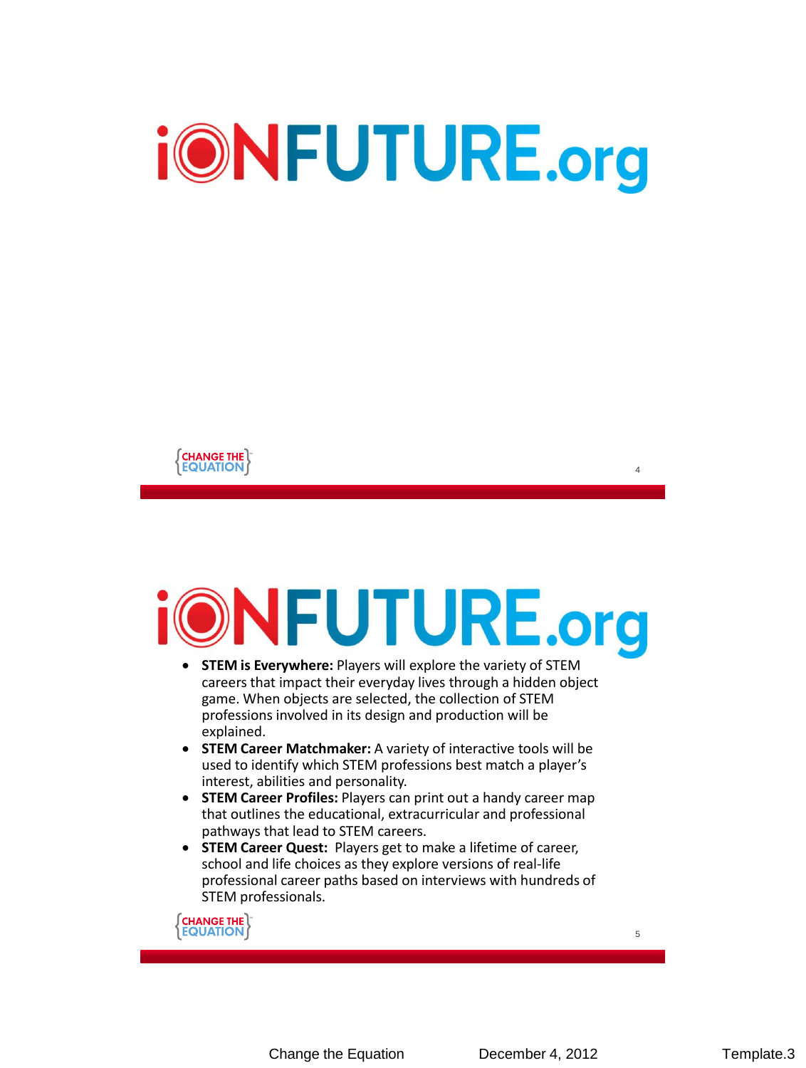# iONFUTURE.org

# iONFUTURE.org

- **STEM is Everywhere:** Players will explore the variety of STEM careers that impact their everyday lives through a hidden object game. When objects are selected, the collection of STEM professions involved in its design and production will be explained.
- **STEM Career Matchmaker:** A variety of interactive tools will be used to identify which STEM professions best match a player's interest, abilities and personality.
- **STEM Career Profiles:** Players can print out a handy career map that outlines the educational, extracurricular and professional pathways that lead to STEM careers.
- **STEM Career Quest:** Players get to make a lifetime of career, school and life choices as they explore versions of real-life professional career paths based on interviews with hundreds of STEM professionals.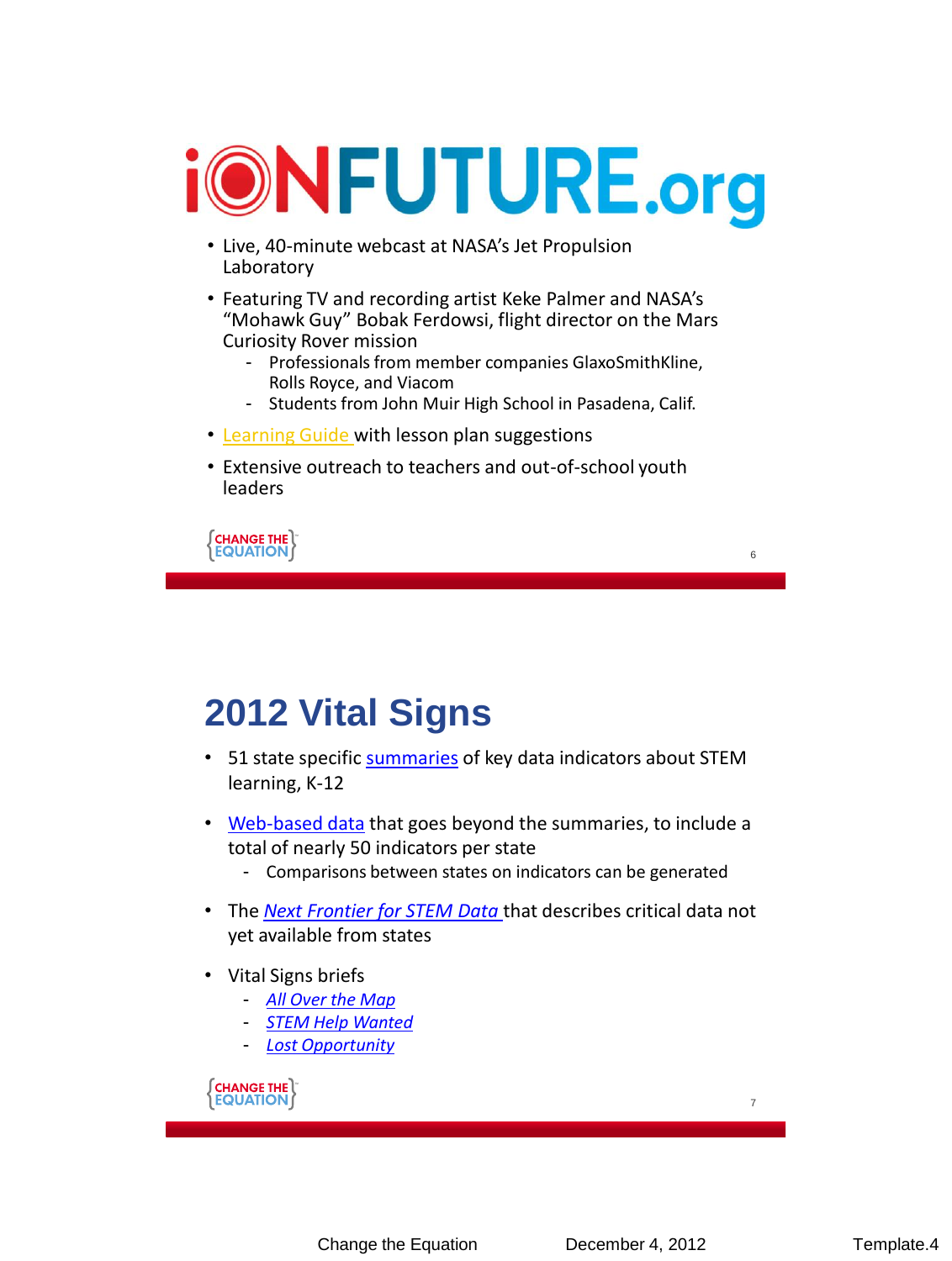# iONFUTURE.org

- Live, 40-minute webcast at NASA's Jet Propulsion Laboratory
- Featuring TV and recording artist Keke Palmer and NASA's "Mohawk Guy" Bobak Ferdowsi, flight director on the Mars Curiosity Rover mission
  - Professionals from member companies GlaxoSmithKline, Rolls Royce, and Viacom
  - Students from John Muir High School in Pasadena, Calif.
- Learning Guide with lesson plan suggestions
- Extensive outreach to teachers and out-of-school youth leaders

CHANGE THE EQUATION

# 2012 Vital Signs

- 51 state specific summaries of key data indicators about STEM learning, K-12
- Web-based data that goes beyond the summaries, to include a total of nearly 50 indicators per state
  - Comparisons between states on indicators can be generated
- The *Next Frontier for STEM Data* that describes critical data not yet available from states
- Vital Signs briefs
  - *All Over the Map*
  - *STEM Help Wanted*
  - *Lost Opportunity*

CHANGE THE EQUATION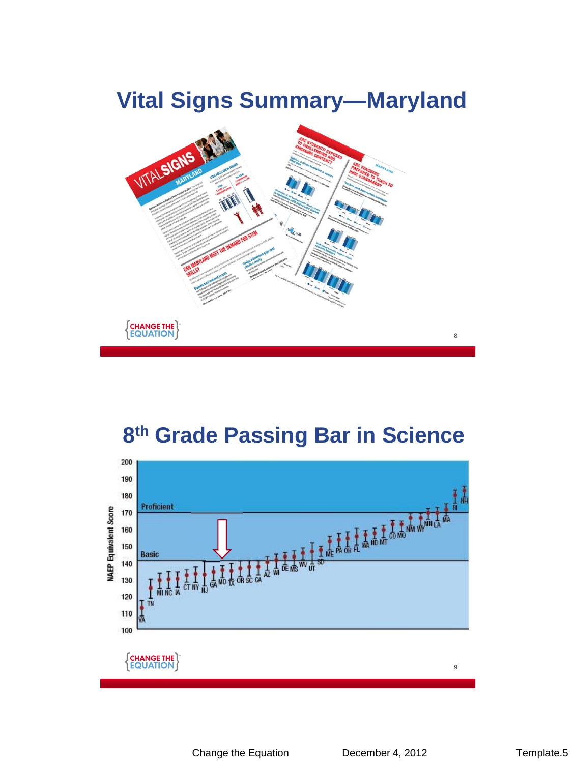# Vital Signs Summary—Maryland

# 8th Grade Passing Bar in Science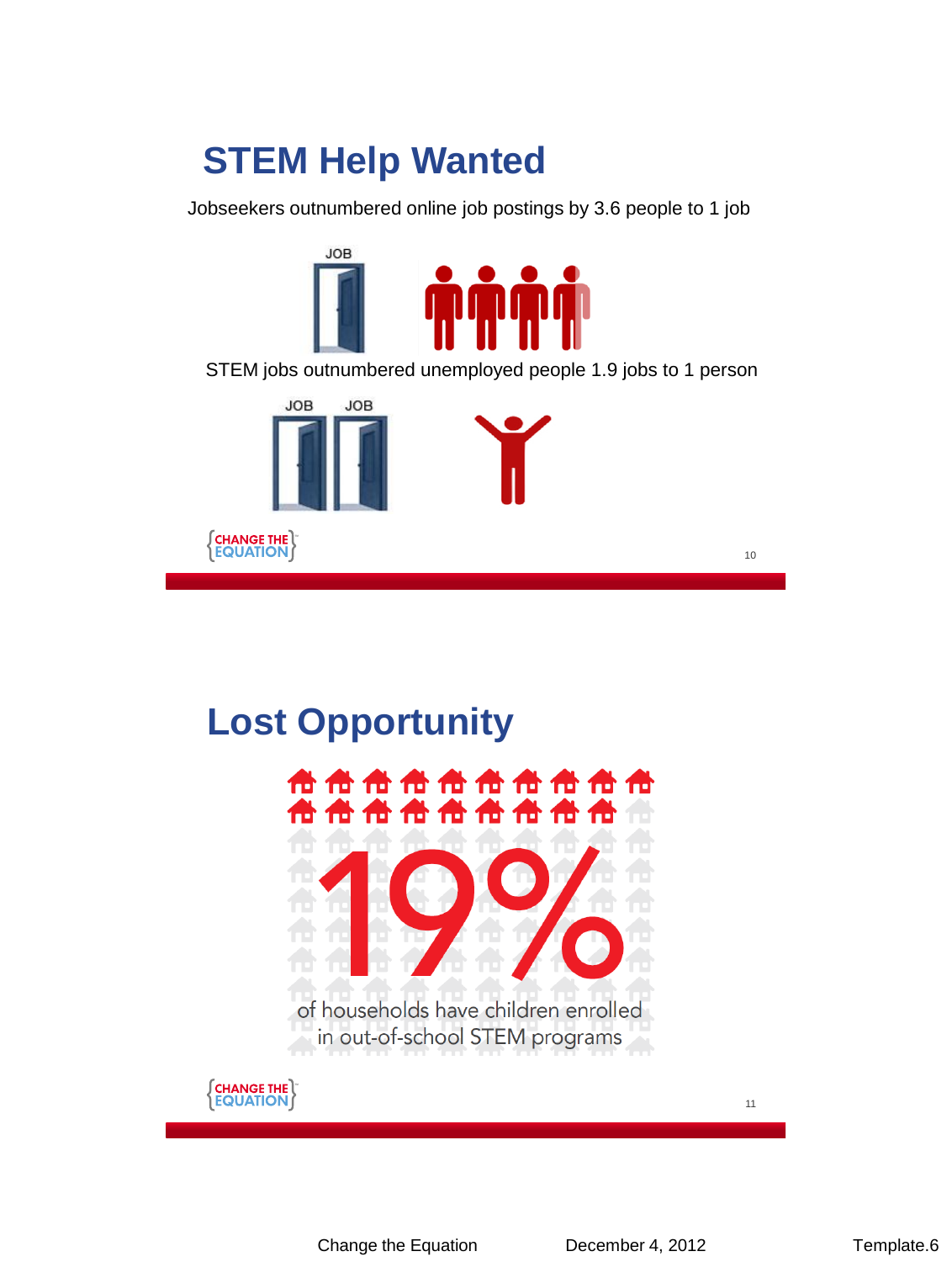# STEM Help Wanted

Jobseekers outnumbered online job postings by 3.6 people to 1 job

JOB

STEM jobs outnumbered unemployed people 1.9 jobs to 1 person

JOB JOB

# Lost Opportunity

19%

of households have children enrolled in out-of-school STEM programs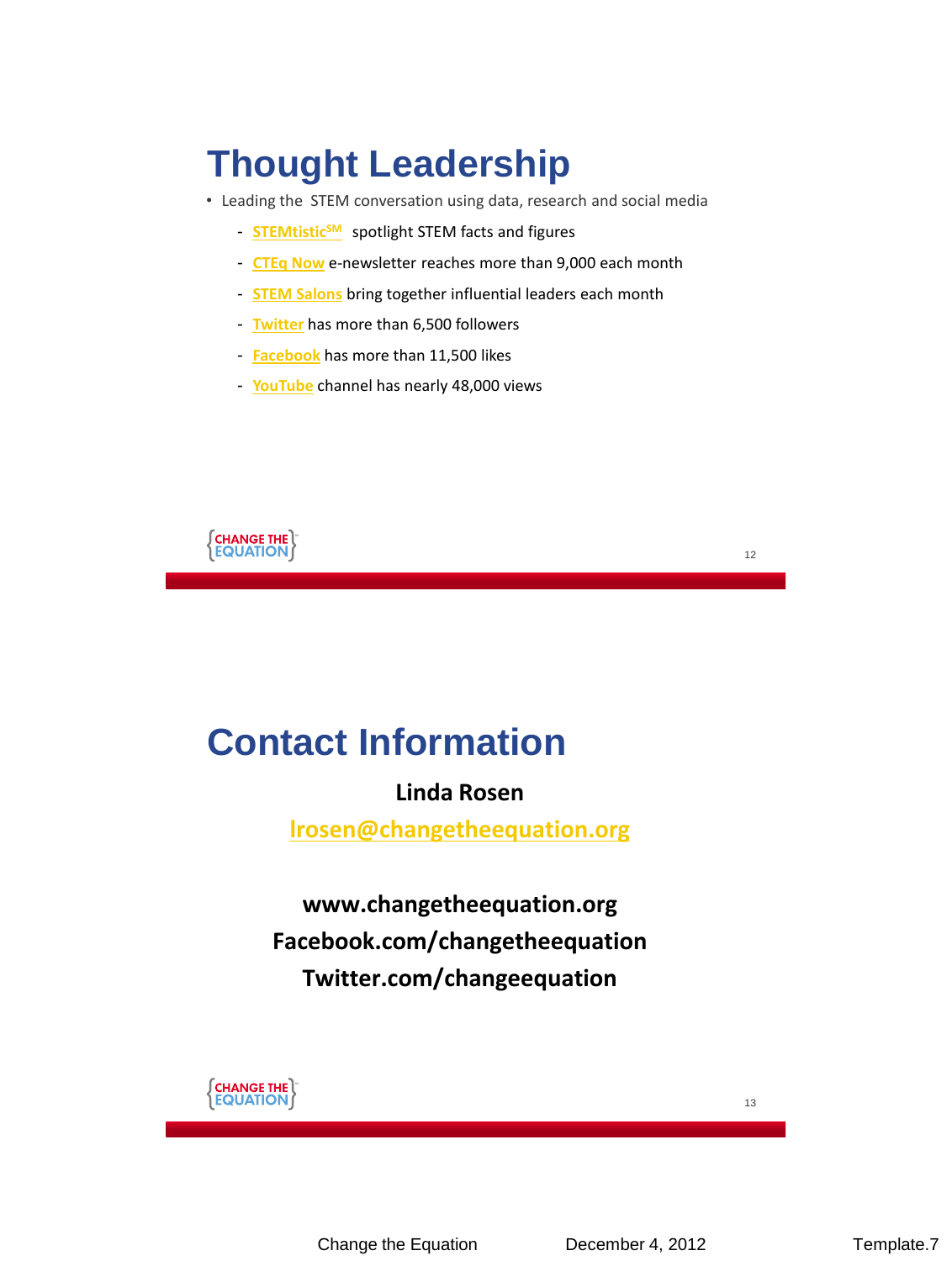# Thought Leadership

- Leading the STEM conversation using data, research and social media
  - STEMtistic[SM] spotlight STEM facts and figures
  - CTEq Now e-newsletter reaches more than 9,000 each month
  - STEM Salons bring together influential leaders each month
  - Twitter has more than 6,500 followers
  - Facebook has more than 11,500 likes
  - YouTube channel has nearly 48,000 views

CHANGE THE EQUATION

# Contact Information

**Linda Rosen**

lrosen@changetheequation.org

**www.changetheequation.org**

**Facebook.com/changetheequation**

**Twitter.com/changeequation**

CHANGE THE EQUATION